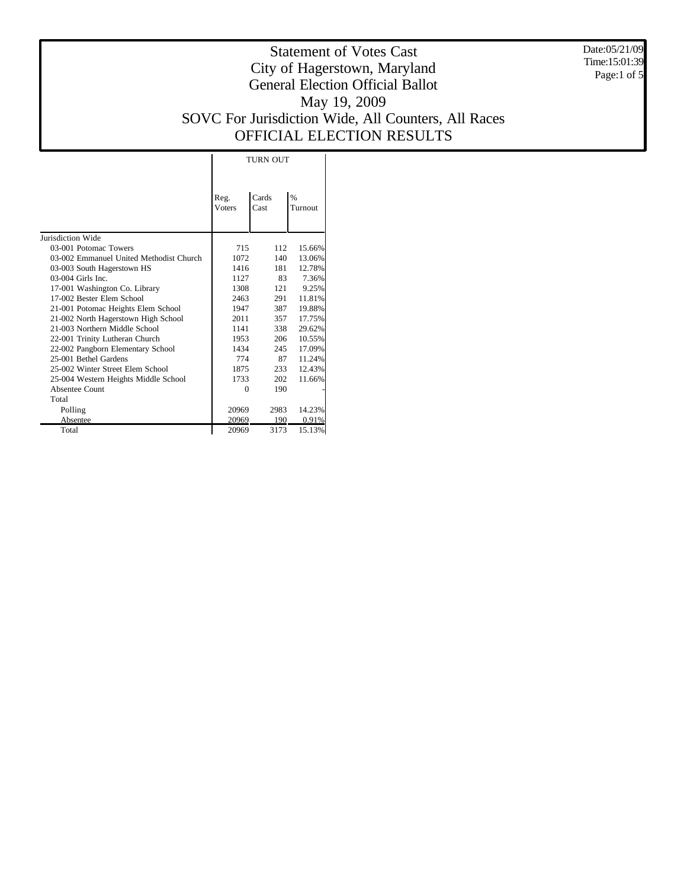# Statement of Votes Cast
# City of Hagerstown, Maryland
# General Election Official Ballot
# May 19, 2009
# SOVC For Jurisdiction Wide, All Counters, All Races
# OFFICIAL ELECTION RESULTS

Date:05/21/09
Time:15:01:39

| | TURN OUT | | |
|---|---|---|---|
| | Reg. Voters | Cards Cast | % Turnout |
| Jurisdiction Wide | | | |
| 03-001 Potomac Towers | 715 | 112 | 15.66% |
| 03-002 Emmanuel United Methodist Church | 1072 | 140 | 13.06% |
| 03-003 South Hagerstown HS | 1416 | 181 | 12.78% |
| 03-004 Girls Inc. | 1127 | 83 | 7.36% |
| 17-001 Washington Co. Library | 1308 | 121 | 9.25% |
| 17-002 Bester Elem School | 2463 | 291 | 11.81% |
| 21-001 Potomac Heights Elem School | 1947 | 387 | 19.88% |
| 21-002 North Hagerstown High School | 2011 | 357 | 17.75% |
| 21-003 Northern Middle School | 1141 | 338 | 29.62% |
| 22-001 Trinity Lutheran Church | 1953 | 206 | 10.55% |
| 22-002 Pangborn Elementary School | 1434 | 245 | 17.09% |
| 25-001 Bethel Gardens | 774 | 87 | 11.24% |
| 25-002 Winter Street Elem School | 1875 | 233 | 12.43% |
| 25-004 Western Heights Middle School | 1733 | 202 | 11.66% |
| Absentee Count | 0 | 190 | - |
| Total | | | |
| Polling | 20969 | 2983 | 14.23% |
| Absentee | 20969 | 190 | 0.91% |
| Total | 20969 | 3173 | 15.13% |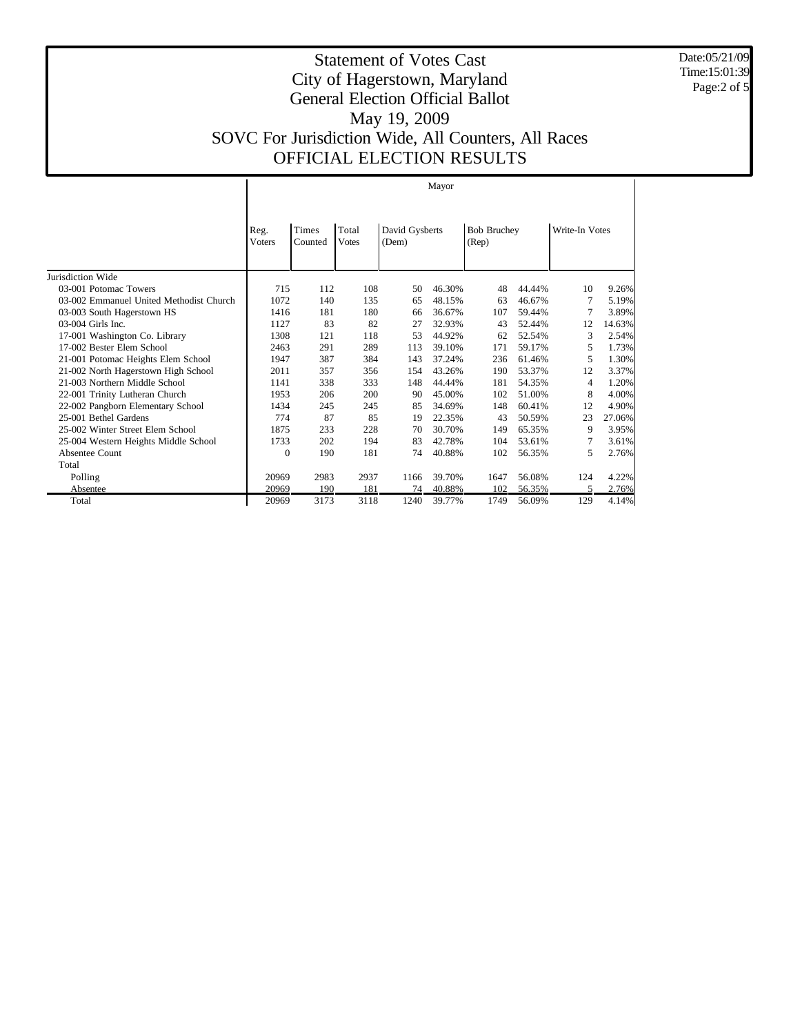# Statement of Votes Cast
# City of Hagerstown, Maryland
# General Election Official Ballot
# May 19, 2009
# SOVC For Jurisdiction Wide, All Counters, All Races
# OFFICIAL ELECTION RESULTS

Date:05/21/09
Time:15:01:39

| | Mayor | | | | | | | | |
|---|---|---|---|---|---|---|---|---|---|
| | Reg. Voters | Times Counted | Total Votes | David Gysberts (Dem) | | Bob Bruchey (Rep) | | Write-In Votes | |
| Jurisdiction Wide | | | | | | | | | |
| 03-001 Potomac Towers | 715 | 112 | 108 | 50 | 46.30% | 48 | 44.44% | 10 | 9.26% |
| 03-002 Emmanuel United Methodist Church | 1072 | 140 | 135 | 65 | 48.15% | 63 | 46.67% | 7 | 5.19% |
| 03-003 South Hagerstown HS | 1416 | 181 | 180 | 66 | 36.67% | 107 | 59.44% | 7 | 3.89% |
| 03-004 Girls Inc. | 1127 | 83 | 82 | 27 | 32.93% | 43 | 52.44% | 12 | 14.63% |
| 17-001 Washington Co. Library | 1308 | 121 | 118 | 53 | 44.92% | 62 | 52.54% | 3 | 2.54% |
| 17-002 Bester Elem School | 2463 | 291 | 289 | 113 | 39.10% | 171 | 59.17% | 5 | 1.73% |
| 21-001 Potomac Heights Elem School | 1947 | 387 | 384 | 143 | 37.24% | 236 | 61.46% | 5 | 1.30% |
| 21-002 North Hagerstown High School | 2011 | 357 | 356 | 154 | 43.26% | 190 | 53.37% | 12 | 3.37% |
| 21-003 Northern Middle School | 1141 | 338 | 333 | 148 | 44.44% | 181 | 54.35% | 4 | 1.20% |
| 22-001 Trinity Lutheran Church | 1953 | 206 | 200 | 90 | 45.00% | 102 | 51.00% | 8 | 4.00% |
| 22-002 Pangborn Elementary School | 1434 | 245 | 245 | 85 | 34.69% | 148 | 60.41% | 12 | 4.90% |
| 25-001 Bethel Gardens | 774 | 87 | 85 | 19 | 22.35% | 43 | 50.59% | 23 | 27.06% |
| 25-002 Winter Street Elem School | 1875 | 233 | 228 | 70 | 30.70% | 149 | 65.35% | 9 | 3.95% |
| 25-004 Western Heights Middle School | 1733 | 202 | 194 | 83 | 42.78% | 104 | 53.61% | 7 | 3.61% |
| Absentee Count | 0 | 190 | 181 | 74 | 40.88% | 102 | 56.35% | 5 | 2.76% |
| Total | | | | | | | | | |
| Polling | 20969 | 2983 | 2937 | 1166 | 39.70% | 1647 | 56.08% | 124 | 4.22% |
| Absentee | 20969 | 190 | 181 | 74 | 40.88% | 102 | 56.35% | 5 | 2.76% |
| Total | 20969 | 3173 | 3118 | 1240 | 39.77% | 1749 | 56.09% | 129 | 4.14% |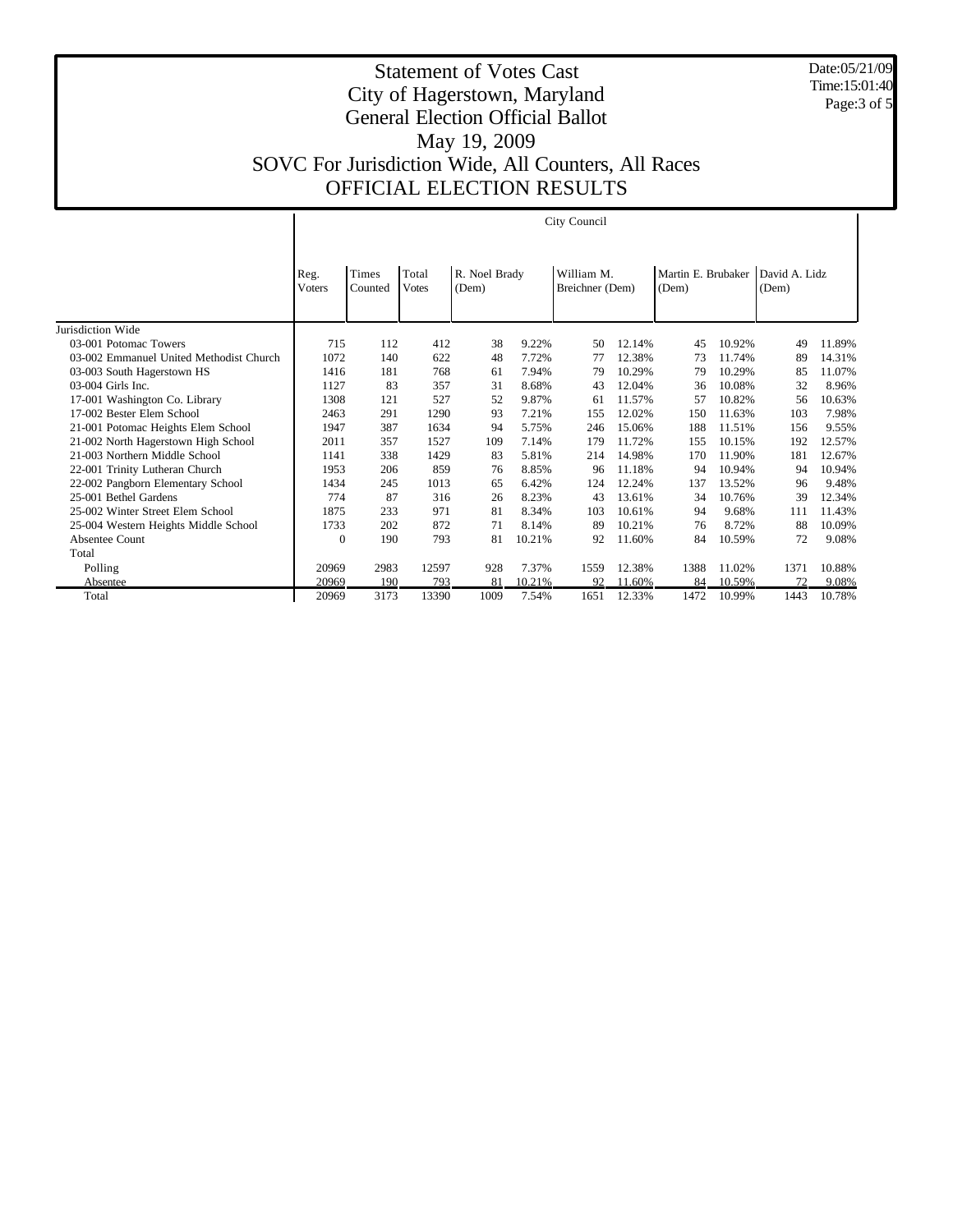# Statement of Votes Cast
## City of Hagerstown, Maryland
## General Election Official Ballot
## May 19, 2009
## SOVC For Jurisdiction Wide, All Counters, All Races
## OFFICIAL ELECTION RESULTS

Date:05/21/09
Time:15:01:40

| | City Council | | | | | | | | | | | | | |
|---|---|---|---|---|---|---|---|---|---|---|---|---|---|---|
| | Reg. Voters | Times Counted | Total Votes | R. Noel Brady (Dem) | | William M. Breichner (Dem) | | Martin E. Brubaker (Dem) | | David A. Lidz (Dem) | | | | |
| Jurisdiction Wide | | | | | | | | | | | | | | |
| 03-001 Potomac Towers | 715 | 112 | 412 | 38 | 9.22% | 50 | 12.14% | 45 | 10.92% | 49 | 11.89% | | | |
| 03-002 Emmanuel United Methodist Church | 1072 | 140 | 622 | 48 | 7.72% | 77 | 12.38% | 73 | 11.74% | 89 | 14.31% | | | |
| 03-003 South Hagerstown HS | 1416 | 181 | 768 | 61 | 7.94% | 79 | 10.29% | 79 | 10.29% | 85 | 11.07% | | | |
| 03-004 Girls Inc. | 1127 | 83 | 357 | 31 | 8.68% | 43 | 12.04% | 36 | 10.08% | 32 | 8.96% | | | |
| 17-001 Washington Co. Library | 1308 | 121 | 527 | 52 | 9.87% | 61 | 11.57% | 57 | 10.82% | 56 | 10.63% | | | |
| 17-002 Bester Elem School | 2463 | 291 | 1290 | 93 | 7.21% | 155 | 12.02% | 150 | 11.63% | 103 | 7.98% | | | |
| 21-001 Potomac Heights Elem School | 1947 | 387 | 1634 | 94 | 5.75% | 246 | 15.06% | 188 | 11.51% | 156 | 9.55% | | | |
| 21-002 North Hagerstown High School | 2011 | 357 | 1527 | 109 | 7.14% | 179 | 11.72% | 155 | 10.15% | 192 | 12.57% | | | |
| 21-003 Northern Middle School | 1141 | 338 | 1429 | 83 | 5.81% | 214 | 14.98% | 170 | 11.90% | 181 | 12.67% | | | |
| 22-001 Trinity Lutheran Church | 1953 | 206 | 859 | 76 | 8.85% | 96 | 11.18% | 94 | 10.94% | 94 | 10.94% | | | |
| 22-002 Pangborn Elementary School | 1434 | 245 | 1013 | 65 | 6.42% | 124 | 12.24% | 137 | 13.52% | 96 | 9.48% | | | |
| 25-001 Bethel Gardens | 774 | 87 | 316 | 26 | 8.23% | 43 | 13.61% | 34 | 10.76% | 39 | 12.34% | | | |
| 25-002 Winter Street Elem School | 1875 | 233 | 971 | 81 | 8.34% | 103 | 10.61% | 94 | 9.68% | 111 | 11.43% | | | |
| 25-004 Western Heights Middle School | 1733 | 202 | 872 | 71 | 8.14% | 89 | 10.21% | 76 | 8.72% | 88 | 10.09% | | | |
| Absentee Count | 0 | 190 | 793 | 81 | 10.21% | 92 | 11.60% | 84 | 10.59% | 72 | 9.08% | | | |
| Total | | | | | | | | | | | | | | |
| Polling | 20969 | 2983 | 12597 | 928 | 7.37% | 1559 | 12.38% | 1388 | 11.02% | 1371 | 10.88% | | | |
| Absentee | 20969 | 190 | 793 | 81 | 10.21% | 92 | 11.60% | 84 | 10.59% | 72 | 9.08% | | | |
| Total | 20969 | 3173 | 13390 | 1009 | 7.54% | 1651 | 12.33% | 1472 | 10.99% | 1443 | 10.78% | | | |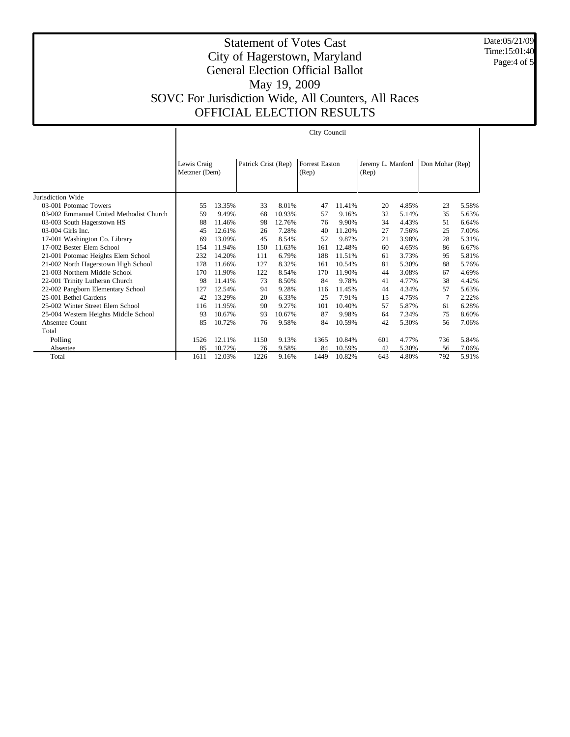# Statement of Votes Cast
# City of Hagerstown, Maryland
# General Election Official Ballot
# May 19, 2009
# SOVC For Jurisdiction Wide, All Counters, All Races
# OFFICIAL ELECTION RESULTS

Date:05/21/09
Time:15:01:40

| | City Council | | | | | | | | | |
|---|---|---|---|---|---|---|---|---|---|---|
| | Lewis Craig Metzner (Dem) | | Patrick Crist (Rep) | | Forrest Easton (Rep) | | Jeremy L. Manford (Rep) | | Don Mohar (Rep) | |
| Jurisdiction Wide | | | | | | | | | | |
| 03-001 Potomac Towers | 55 | 13.35% | 33 | 8.01% | 47 | 11.41% | 20 | 4.85% | 23 | 5.58% |
| 03-002 Emmanuel United Methodist Church | 59 | 9.49% | 68 | 10.93% | 57 | 9.16% | 32 | 5.14% | 35 | 5.63% |
| 03-003 South Hagerstown HS | 88 | 11.46% | 98 | 12.76% | 76 | 9.90% | 34 | 4.43% | 51 | 6.64% |
| 03-004 Girls Inc. | 45 | 12.61% | 26 | 7.28% | 40 | 11.20% | 27 | 7.56% | 25 | 7.00% |
| 17-001 Washington Co. Library | 69 | 13.09% | 45 | 8.54% | 52 | 9.87% | 21 | 3.98% | 28 | 5.31% |
| 17-002 Bester Elem School | 154 | 11.94% | 150 | 11.63% | 161 | 12.48% | 60 | 4.65% | 86 | 6.67% |
| 21-001 Potomac Heights Elem School | 232 | 14.20% | 111 | 6.79% | 188 | 11.51% | 61 | 3.73% | 95 | 5.81% |
| 21-002 North Hagerstown High School | 178 | 11.66% | 127 | 8.32% | 161 | 10.54% | 81 | 5.30% | 88 | 5.76% |
| 21-003 Northern Middle School | 170 | 11.90% | 122 | 8.54% | 170 | 11.90% | 44 | 3.08% | 67 | 4.69% |
| 22-001 Trinity Lutheran Church | 98 | 11.41% | 73 | 8.50% | 84 | 9.78% | 41 | 4.77% | 38 | 4.42% |
| 22-002 Pangborn Elementary School | 127 | 12.54% | 94 | 9.28% | 116 | 11.45% | 44 | 4.34% | 57 | 5.63% |
| 25-001 Bethel Gardens | 42 | 13.29% | 20 | 6.33% | 25 | 7.91% | 15 | 4.75% | 7 | 2.22% |
| 25-002 Winter Street Elem School | 116 | 11.95% | 90 | 9.27% | 101 | 10.40% | 57 | 5.87% | 61 | 6.28% |
| 25-004 Western Heights Middle School | 93 | 10.67% | 93 | 10.67% | 87 | 9.98% | 64 | 7.34% | 75 | 8.60% |
| Absentee Count | 85 | 10.72% | 76 | 9.58% | 84 | 10.59% | 42 | 5.30% | 56 | 7.06% |
| Total | | | | | | | | | | |
| Polling | 1526 | 12.11% | 1150 | 9.13% | 1365 | 10.84% | 601 | 4.77% | 736 | 5.84% |
| Absentee | 85 | 10.72% | 76 | 9.58% | 84 | 10.59% | 42 | 5.30% | 56 | 7.06% |
| Total | 1611 | 12.03% | 1226 | 9.16% | 1449 | 10.82% | 643 | 4.80% | 792 | 5.91% |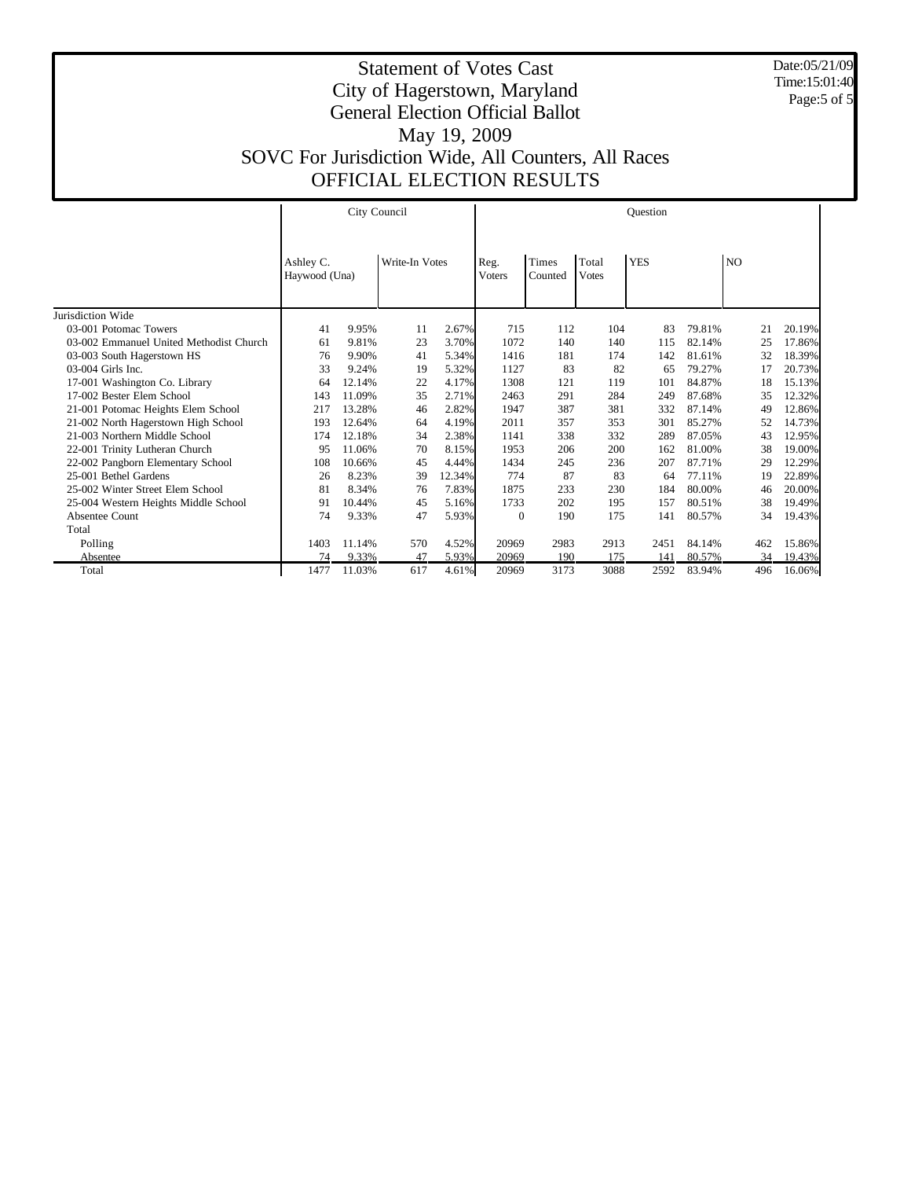# Statement of Votes Cast
# City of Hagerstown, Maryland
# General Election Official Ballot
# May 19, 2009
# SOVC For Jurisdiction Wide, All Counters, All Races
# OFFICIAL ELECTION RESULTS

Date:05/21/09
Time:15:01:40

| | City Council | | | | Question | | | | | | |
|---|---|---|---|---|---|---|---|---|---|---|---|
| | Ashley C. Haywood (Una) | | Write-In Votes | | Reg. Voters | Times Counted | Total Votes | YES | | NO | |
| Jurisdiction Wide | | | | | | | | | | | |
| 03-001 Potomac Towers | 41 | 9.95% | 11 | 2.67% | 715 | 112 | 104 | 83 | 79.81% | 21 | 20.19% |
| 03-002 Emmanuel United Methodist Church | 61 | 9.81% | 23 | 3.70% | 1072 | 140 | 140 | 115 | 82.14% | 25 | 17.86% |
| 03-003 South Hagerstown HS | 76 | 9.90% | 41 | 5.34% | 1416 | 181 | 174 | 142 | 81.61% | 32 | 18.39% |
| 03-004 Girls Inc. | 33 | 9.24% | 19 | 5.32% | 1127 | 83 | 82 | 65 | 79.27% | 17 | 20.73% |
| 17-001 Washington Co. Library | 64 | 12.14% | 22 | 4.17% | 1308 | 121 | 119 | 101 | 84.87% | 18 | 15.13% |
| 17-002 Bester Elem School | 143 | 11.09% | 35 | 2.71% | 2463 | 291 | 284 | 249 | 87.68% | 35 | 12.32% |
| 21-001 Potomac Heights Elem School | 217 | 13.28% | 46 | 2.82% | 1947 | 387 | 381 | 332 | 87.14% | 49 | 12.86% |
| 21-002 North Hagerstown High School | 193 | 12.64% | 64 | 4.19% | 2011 | 357 | 353 | 301 | 85.27% | 52 | 14.73% |
| 21-003 Northern Middle School | 174 | 12.18% | 34 | 2.38% | 1141 | 338 | 332 | 289 | 87.05% | 43 | 12.95% |
| 22-001 Trinity Lutheran Church | 95 | 11.06% | 70 | 8.15% | 1953 | 206 | 200 | 162 | 81.00% | 38 | 19.00% |
| 22-002 Pangborn Elementary School | 108 | 10.66% | 45 | 4.44% | 1434 | 245 | 236 | 207 | 87.71% | 29 | 12.29% |
| 25-001 Bethel Gardens | 26 | 8.23% | 39 | 12.34% | 774 | 87 | 83 | 64 | 77.11% | 19 | 22.89% |
| 25-002 Winter Street Elem School | 81 | 8.34% | 76 | 7.83% | 1875 | 233 | 230 | 184 | 80.00% | 46 | 20.00% |
| 25-004 Western Heights Middle School | 91 | 10.44% | 45 | 5.16% | 1733 | 202 | 195 | 157 | 80.51% | 38 | 19.49% |
| Absentee Count | 74 | 9.33% | 47 | 5.93% | 0 | 190 | 175 | 141 | 80.57% | 34 | 19.43% |
| Total | | | | | | | | | | | |
| Polling | 1403 | 11.14% | 570 | 4.52% | 20969 | 2983 | 2913 | 2451 | 84.14% | 462 | 15.86% |
| Absentee | 74 | 9.33% | 47 | 5.93% | 20969 | 190 | 175 | 141 | 80.57% | 34 | 19.43% |
| Total | 1477 | 11.03% | 617 | 4.61% | 20969 | 3173 | 3088 | 2592 | 83.94% | 496 | 16.06% |